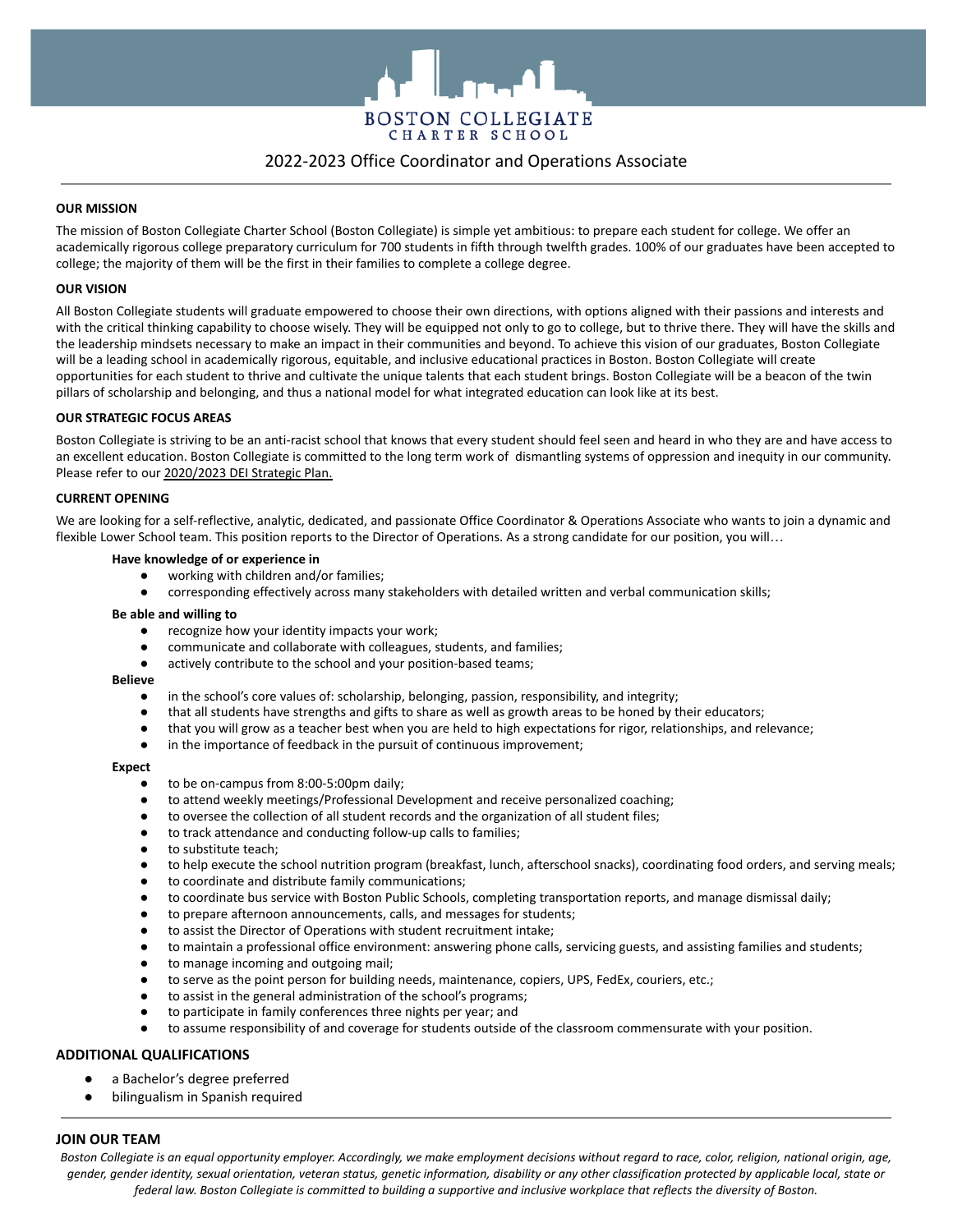# BOSTON COLLEGIATE CHARTER SCHOOL

## 2022-2023 Office Coordinator and Operations Associate

**OUR MISSION**

The mission of Boston Collegiate Charter School (Boston Collegiate) is simple yet ambitious: to prepare each student for college. We offer an academically rigorous college preparatory curriculum for 700 students in fifth through twelfth grades. 100% of our graduates have been accepted to college; the majority of them will be the first in their families to complete a college degree.

**OUR VISION**

All Boston Collegiate students will graduate empowered to choose their own directions, with options aligned with their passions and interests and with the critical thinking capability to choose wisely. They will be equipped not only to go to college, but to thrive there. They will have the skills and the leadership mindsets necessary to make an impact in their communities and beyond. To achieve this vision of our graduates, Boston Collegiate will be a leading school in academically rigorous, equitable, and inclusive educational practices in Boston. Boston Collegiate will create opportunities for each student to thrive and cultivate the unique talents that each student brings. Boston Collegiate will be a beacon of the twin pillars of scholarship and belonging, and thus a national model for what integrated education can look like at its best.

**OUR STRATEGIC FOCUS AREAS**

Boston Collegiate is striving to be an anti-racist school that knows that every student should feel seen and heard in who they are and have access to an excellent education. Boston Collegiate is committed to the long term work of dismantling systems of oppression and inequity in our community. Please refer to our 2020/2023 DEI Strategic Plan.

**CURRENT OPENING**

We are looking for a self-reflective, analytic, dedicated, and passionate Office Coordinator & Operations Associate who wants to join a dynamic and flexible Lower School team. This position reports to the Director of Operations. As a strong candidate for our position, you will…

**Have knowledge of or experience in**

- working with children and/or families;
- corresponding effectively across many stakeholders with detailed written and verbal communication skills;

**Be able and willing to**

- recognize how your identity impacts your work;
- communicate and collaborate with colleagues, students, and families;
- actively contribute to the school and your position-based teams;

**Believe**

- in the school's core values of: scholarship, belonging, passion, responsibility, and integrity;
- that all students have strengths and gifts to share as well as growth areas to be honed by their educators;
- that you will grow as a teacher best when you are held to high expectations for rigor, relationships, and relevance;
- in the importance of feedback in the pursuit of continuous improvement;

**Expect**

- to be on-campus from 8:00-5:00pm daily;
- to attend weekly meetings/Professional Development and receive personalized coaching;
- to oversee the collection of all student records and the organization of all student files;
- to track attendance and conducting follow-up calls to families;
- to substitute teach;
- to help execute the school nutrition program (breakfast, lunch, afterschool snacks), coordinating food orders, and serving meals;
- to coordinate and distribute family communications;
- to coordinate bus service with Boston Public Schools, completing transportation reports, and manage dismissal daily;
- to prepare afternoon announcements, calls, and messages for students;
- to assist the Director of Operations with student recruitment intake;
- to maintain a professional office environment: answering phone calls, servicing guests, and assisting families and students;
- to manage incoming and outgoing mail;
- to serve as the point person for building needs, maintenance, copiers, UPS, FedEx, couriers, etc.;
- to assist in the general administration of the school's programs;
- to participate in family conferences three nights per year; and
- to assume responsibility of and coverage for students outside of the classroom commensurate with your position.

### ADDITIONAL QUALIFICATIONS

- a Bachelor's degree preferred
- bilingualism in Spanish required

### JOIN OUR TEAM

*Boston Collegiate is an equal opportunity employer. Accordingly, we make employment decisions without regard to race, color, religion, national origin, age, gender, gender identity, sexual orientation, veteran status, genetic information, disability or any other classification protected by applicable local, state or federal law. Boston Collegiate is committed to building a supportive and inclusive workplace that reflects the diversity of Boston.*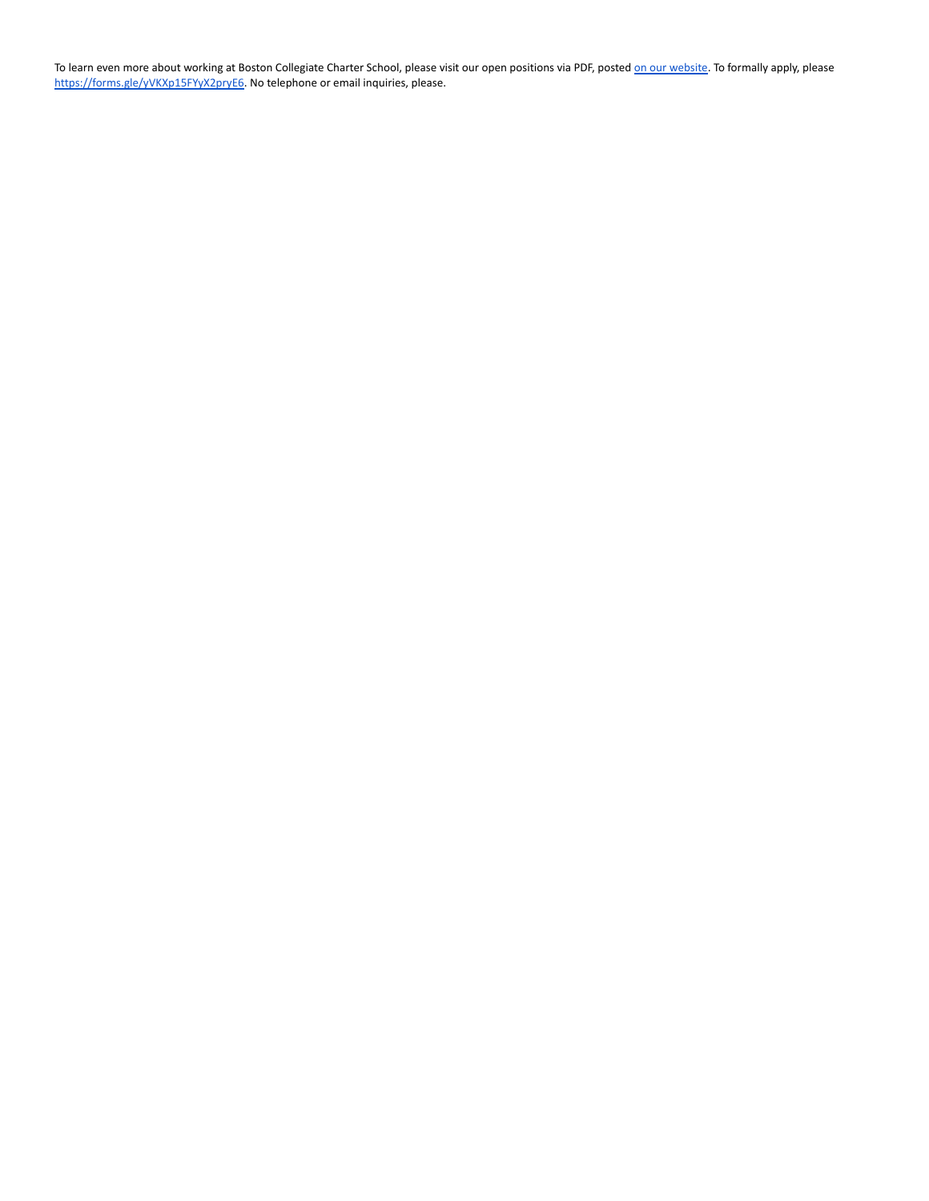To learn even more about working at Boston Collegiate Charter School, please visit our open positions via PDF, posted [on our website](). To formally apply, please [https://forms.gle/yVKXp15FYyX2pryE6](https://forms.gle/yVKXp15FYyX2pryE6). No telephone or email inquiries, please.